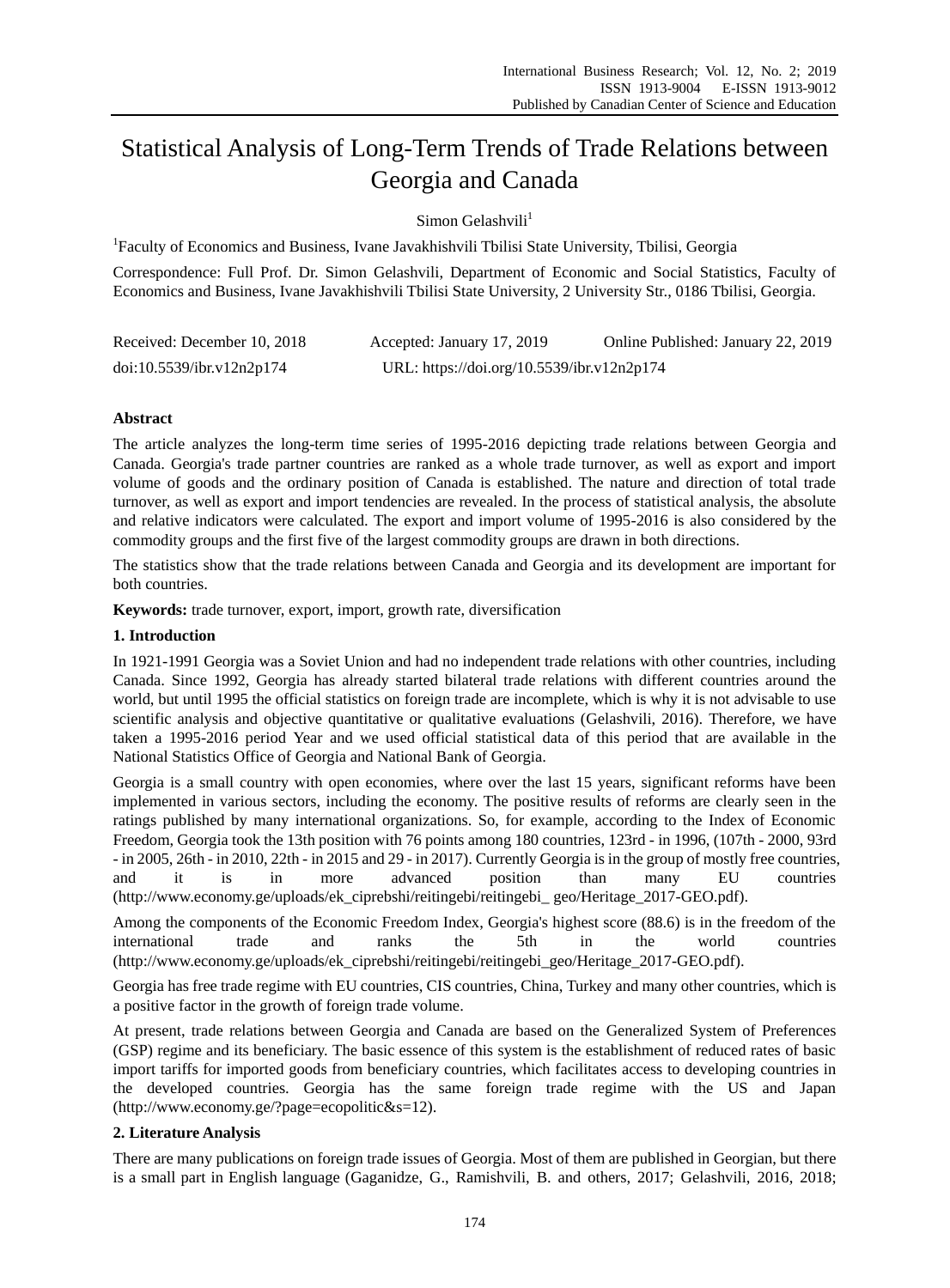# Statistical Analysis of Long-Term Trends of Trade Relations between Georgia and Canada

Simon Gelashvili[1]

[1]Faculty of Economics and Business, Ivane Javakhishvili Tbilisi State University, Tbilisi, Georgia

Correspondence: Full Prof. Dr. Simon Gelashvili, Department of Economic and Social Statistics, Faculty of Economics and Business, Ivane Javakhishvili Tbilisi State University, 2 University Str., 0186 Tbilisi, Georgia.

Received: December 10, 2018 Accepted: January 17, 2019 Online Published: January 22, 2019

doi:10.5539/ibr.v12n2p174 URL: https://doi.org/10.5539/ibr.v12n2p174

## Abstract

The article analyzes the long-term time series of 1995-2016 depicting trade relations between Georgia and Canada. Georgia's trade partner countries are ranked as a whole trade turnover, as well as export and import volume of goods and the ordinary position of Canada is established. The nature and direction of total trade turnover, as well as export and import tendencies are revealed. In the process of statistical analysis, the absolute and relative indicators were calculated. The export and import volume of 1995-2016 is also considered by the commodity groups and the first five of the largest commodity groups are drawn in both directions.

The statistics show that the trade relations between Canada and Georgia and its development are important for both countries.

**Keywords:** trade turnover, export, import, growth rate, diversification

## 1. Introduction

In 1921-1991 Georgia was a Soviet Union and had no independent trade relations with other countries, including Canada. Since 1992, Georgia has already started bilateral trade relations with different countries around the world, but until 1995 the official statistics on foreign trade are incomplete, which is why it is not advisable to use scientific analysis and objective quantitative or qualitative evaluations (Gelashvili, 2016). Therefore, we have taken a 1995-2016 period Year and we used official statistical data of this period that are available in the National Statistics Office of Georgia and National Bank of Georgia.

Georgia is a small country with open economies, where over the last 15 years, significant reforms have been implemented in various sectors, including the economy. The positive results of reforms are clearly seen in the ratings published by many international organizations. So, for example, according to the Index of Economic Freedom, Georgia took the 13th position with 76 points among 180 countries, 123rd - in 1996, (107th - 2000, 93rd - in 2005, 26th - in 2010, 22th - in 2015 and 29 - in 2017). Currently Georgia is in the group of mostly free countries, and it is in more advanced position than many EU countries (http://www.economy.ge/uploads/ek_ciprebshi/reitingebi/reitingebi_ geo/Heritage_2017-GEO.pdf).

Among the components of the Economic Freedom Index, Georgia's highest score (88.6) is in the freedom of the international trade and ranks the 5th in the world countries (http://www.economy.ge/uploads/ek_ciprebshi/reitingebi/reitingebi_geo/Heritage_2017-GEO.pdf).

Georgia has free trade regime with EU countries, CIS countries, China, Turkey and many other countries, which is a positive factor in the growth of foreign trade volume.

At present, trade relations between Georgia and Canada are based on the Generalized System of Preferences (GSP) regime and its beneficiary. The basic essence of this system is the establishment of reduced rates of basic import tariffs for imported goods from beneficiary countries, which facilitates access to developing countries in the developed countries. Georgia has the same foreign trade regime with the US and Japan (http://www.economy.ge/?page=ecopolitic&s=12).

## 2. Literature Analysis

There are many publications on foreign trade issues of Georgia. Most of them are published in Georgian, but there is a small part in English language (Gaganidze, G., Ramishvili, B. and others, 2017; Gelashvili, 2016, 2018;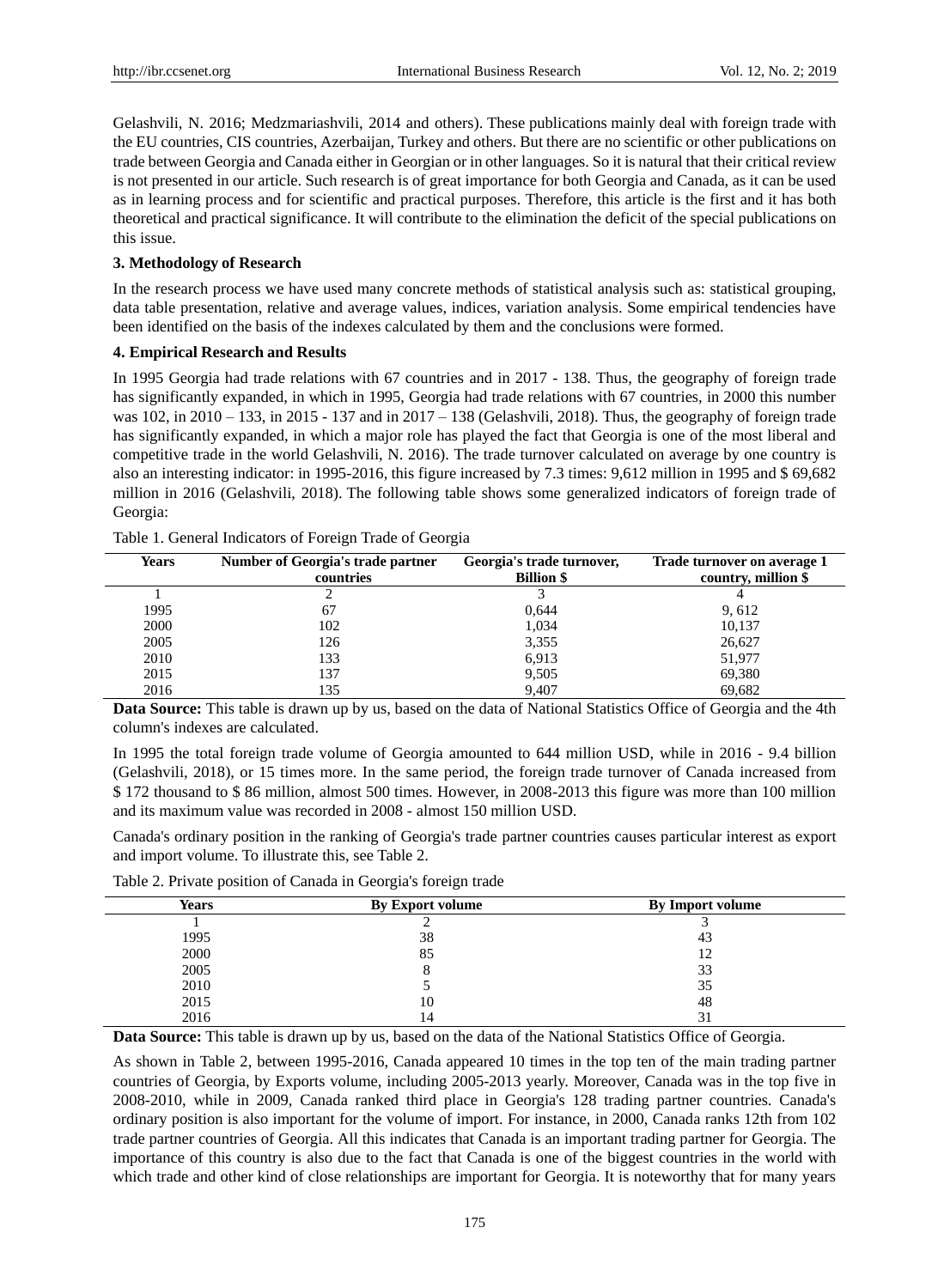Gelashvili, N. 2016; Medzmariashvili, 2014 and others). These publications mainly deal with foreign trade with the EU countries, CIS countries, Azerbaijan, Turkey and others. But there are no scientific or other publications on trade between Georgia and Canada either in Georgian or in other languages. So it is natural that their critical review is not presented in our article. Such research is of great importance for both Georgia and Canada, as it can be used as in learning process and for scientific and practical purposes. Therefore, this article is the first and it has both theoretical and practical significance. It will contribute to the elimination the deficit of the special publications on this issue.

**3. Methodology of Research**

In the research process we have used many concrete methods of statistical analysis such as: statistical grouping, data table presentation, relative and average values, indices, variation analysis. Some empirical tendencies have been identified on the basis of the indexes calculated by them and the conclusions were formed.

**4. Empirical Research and Results**

In 1995 Georgia had trade relations with 67 countries and in 2017 - 138. Thus, the geography of foreign trade has significantly expanded, in which in 1995, Georgia had trade relations with 67 countries, in 2000 this number was 102, in 2010 – 133, in 2015 - 137 and in 2017 – 138 (Gelashvili, 2018). Thus, the geography of foreign trade has significantly expanded, in which a major role has played the fact that Georgia is one of the most liberal and competitive trade in the world Gelashvili, N. 2016). The trade turnover calculated on average by one country is also an interesting indicator: in 1995-2016, this figure increased by 7.3 times: 9,612 million in 1995 and $ 69,682 million in 2016 (Gelashvili, 2018). The following table shows some generalized indicators of foreign trade of Georgia:

Table 1. General Indicators of Foreign Trade of Georgia

| Years | Number of Georgia's trade partner countries | Georgia's trade turnover, Billion $ | Trade turnover on average 1 country, million $ |
|---|---|---|---|
| 1 | 2 | 3 | 4 |
| 1995 | 67 | 0,644 | 9, 612 |
| 2000 | 102 | 1,034 | 10,137 |
| 2005 | 126 | 3,355 | 26,627 |
| 2010 | 133 | 6,913 | 51,977 |
| 2015 | 137 | 9,505 | 69,380 |
| 2016 | 135 | 9,407 | 69,682 |

**Data Source:** This table is drawn up by us, based on the data of National Statistics Office of Georgia and the 4th column's indexes are calculated.

In 1995 the total foreign trade volume of Georgia amounted to 644 million USD, while in 2016 - 9.4 billion (Gelashvili, 2018), or 15 times more. In the same period, the foreign trade turnover of Canada increased from $ 172 thousand to $ 86 million, almost 500 times. However, in 2008-2013 this figure was more than 100 million and its maximum value was recorded in 2008 - almost 150 million USD.

Canada's ordinary position in the ranking of Georgia's trade partner countries causes particular interest as export and import volume. To illustrate this, see Table 2.

Table 2. Private position of Canada in Georgia's foreign trade

| Years | By Export volume | By Import volume |
|---|---|---|
| 1 | 2 | 3 |
| 1995 | 38 | 43 |
| 2000 | 85 | 12 |
| 2005 | 8 | 33 |
| 2010 | 5 | 35 |
| 2015 | 10 | 48 |
| 2016 | 14 | 31 |

**Data Source:** This table is drawn up by us, based on the data of the National Statistics Office of Georgia.

As shown in Table 2, between 1995-2016, Canada appeared 10 times in the top ten of the main trading partner countries of Georgia, by Exports volume, including 2005-2013 yearly. Moreover, Canada was in the top five in 2008-2010, while in 2009, Canada ranked third place in Georgia's 128 trading partner countries. Canada's ordinary position is also important for the volume of import. For instance, in 2000, Canada ranks 12th from 102 trade partner countries of Georgia. All this indicates that Canada is an important trading partner for Georgia. The importance of this country is also due to the fact that Canada is one of the biggest countries in the world with which trade and other kind of close relationships are important for Georgia. It is noteworthy that for many years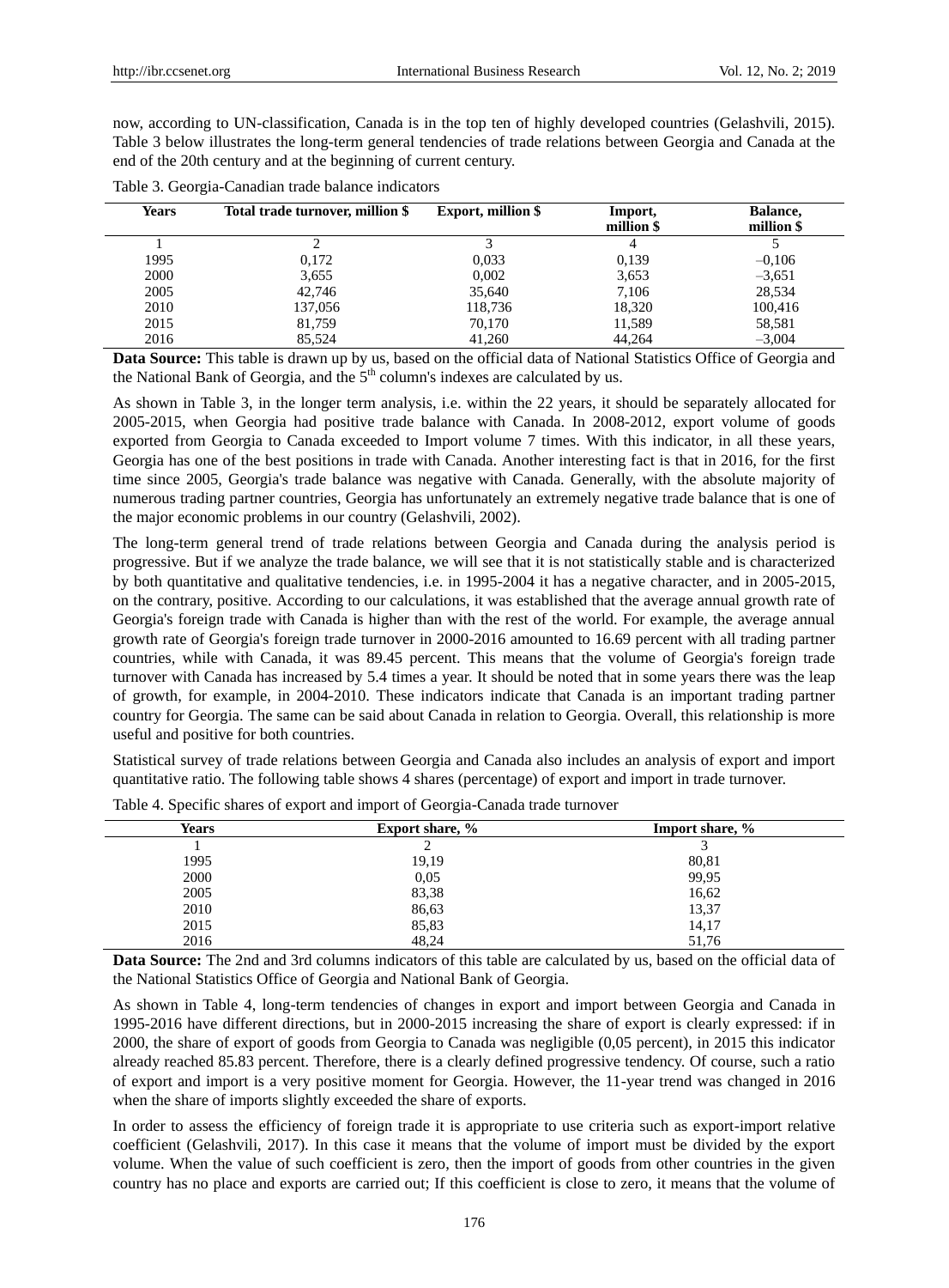now, according to UN-classification, Canada is in the top ten of highly developed countries (Gelashvili, 2015). Table 3 below illustrates the long-term general tendencies of trade relations between Georgia and Canada at the end of the 20th century and at the beginning of current century.

Table 3. Georgia-Canadian trade balance indicators

| Years | Total trade turnover, million $ | Export, million $ | Import, million $ | Balance, million $ |
|---|---|---|---|---|
| 1 | 2 | 3 | 4 | 5 |
| 1995 | 0,172 | 0,033 | 0,139 | –0,106 |
| 2000 | 3,655 | 0,002 | 3,653 | –3,651 |
| 2005 | 42,746 | 35,640 | 7,106 | 28,534 |
| 2010 | 137,056 | 118,736 | 18,320 | 100,416 |
| 2015 | 81,759 | 70,170 | 11,589 | 58,581 |
| 2016 | 85,524 | 41,260 | 44,264 | –3,004 |

**Data Source:** This table is drawn up by us, based on the official data of National Statistics Office of Georgia and the National Bank of Georgia, and the 5th column's indexes are calculated by us.

As shown in Table 3, in the longer term analysis, i.e. within the 22 years, it should be separately allocated for 2005-2015, when Georgia had positive trade balance with Canada. In 2008-2012, export volume of goods exported from Georgia to Canada exceeded to Import volume 7 times. With this indicator, in all these years, Georgia has one of the best positions in trade with Canada. Another interesting fact is that in 2016, for the first time since 2005, Georgia's trade balance was negative with Canada. Generally, with the absolute majority of numerous trading partner countries, Georgia has unfortunately an extremely negative trade balance that is one of the major economic problems in our country (Gelashvili, 2002).

The long-term general trend of trade relations between Georgia and Canada during the analysis period is progressive. But if we analyze the trade balance, we will see that it is not statistically stable and is characterized by both quantitative and qualitative tendencies, i.e. in 1995-2004 it has a negative character, and in 2005-2015, on the contrary, positive. According to our calculations, it was established that the average annual growth rate of Georgia's foreign trade with Canada is higher than with the rest of the world. For example, the average annual growth rate of Georgia's foreign trade turnover in 2000-2016 amounted to 16.69 percent with all trading partner countries, while with Canada, it was 89.45 percent. This means that the volume of Georgia's foreign trade turnover with Canada has increased by 5.4 times a year. It should be noted that in some years there was the leap of growth, for example, in 2004-2010. These indicators indicate that Canada is an important trading partner country for Georgia. The same can be said about Canada in relation to Georgia. Overall, this relationship is more useful and positive for both countries.

Statistical survey of trade relations between Georgia and Canada also includes an analysis of export and import quantitative ratio. The following table shows 4 shares (percentage) of export and import in trade turnover.

Table 4. Specific shares of export and import of Georgia-Canada trade turnover

| Years | Export share, % | Import share, % |
|---|---|---|
| 1 | 2 | 3 |
| 1995 | 19,19 | 80,81 |
| 2000 | 0,05 | 99,95 |
| 2005 | 83,38 | 16,62 |
| 2010 | 86,63 | 13,37 |
| 2015 | 85,83 | 14,17 |
| 2016 | 48,24 | 51,76 |

**Data Source:** The 2nd and 3rd columns indicators of this table are calculated by us, based on the official data of the National Statistics Office of Georgia and National Bank of Georgia.

As shown in Table 4, long-term tendencies of changes in export and import between Georgia and Canada in 1995-2016 have different directions, but in 2000-2015 increasing the share of export is clearly expressed: if in 2000, the share of export of goods from Georgia to Canada was negligible (0,05 percent), in 2015 this indicator already reached 85.83 percent. Therefore, there is a clearly defined progressive tendency. Of course, such a ratio of export and import is a very positive moment for Georgia. However, the 11-year trend was changed in 2016 when the share of imports slightly exceeded the share of exports.

In order to assess the efficiency of foreign trade it is appropriate to use criteria such as export-import relative coefficient (Gelashvili, 2017). In this case it means that the volume of import must be divided by the export volume. When the value of such coefficient is zero, then the import of goods from other countries in the given country has no place and exports are carried out; If this coefficient is close to zero, it means that the volume of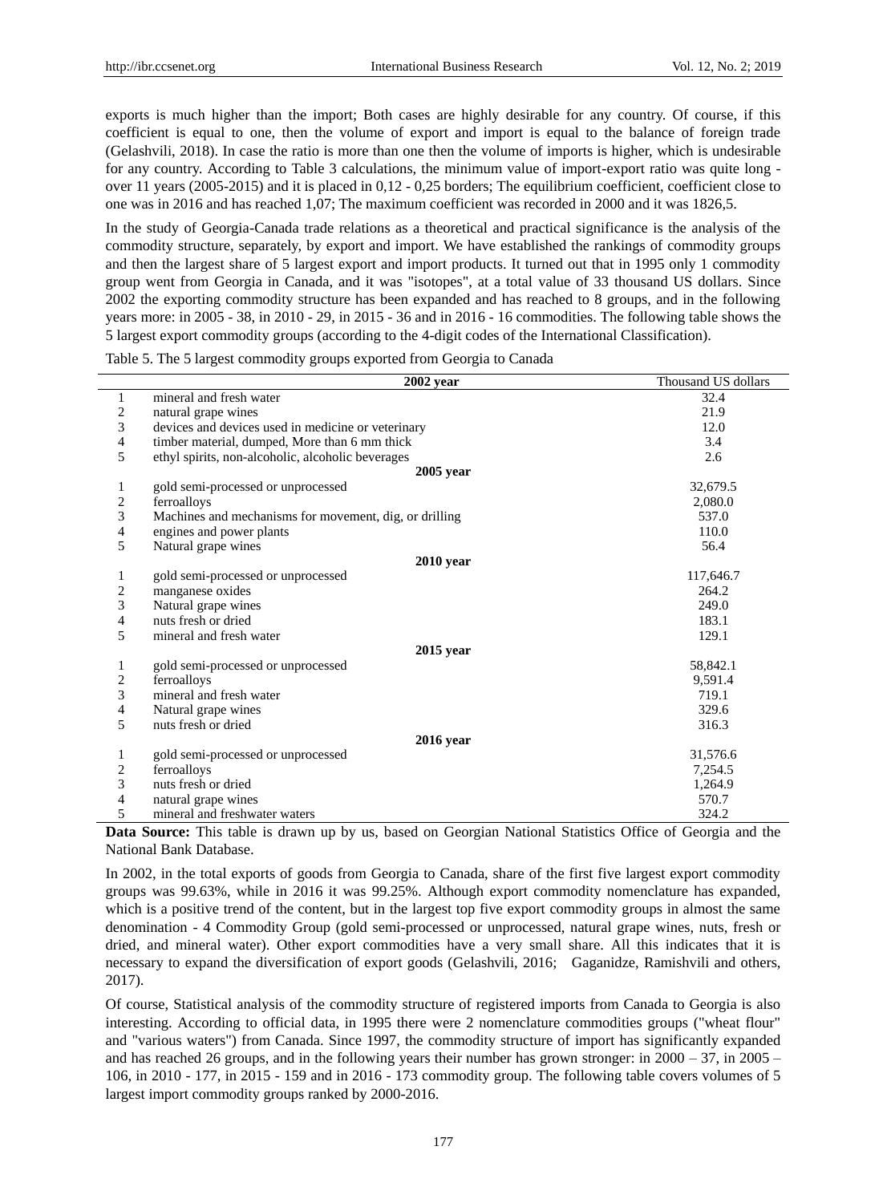exports is much higher than the import; Both cases are highly desirable for any country. Of course, if this coefficient is equal to one, then the volume of export and import is equal to the balance of foreign trade (Gelashvili, 2018). In case the ratio is more than one then the volume of imports is higher, which is undesirable for any country. According to Table 3 calculations, the minimum value of import-export ratio was quite long - over 11 years (2005-2015) and it is placed in 0,12 - 0,25 borders; The equilibrium coefficient, coefficient close to one was in 2016 and has reached 1,07; The maximum coefficient was recorded in 2000 and it was 1826,5.

In the study of Georgia-Canada trade relations as a theoretical and practical significance is the analysis of the commodity structure, separately, by export and import. We have established the rankings of commodity groups and then the largest share of 5 largest export and import products. It turned out that in 1995 only 1 commodity group went from Georgia in Canada, and it was "isotopes", at a total value of 33 thousand US dollars. Since 2002 the exporting commodity structure has been expanded and has reached to 8 groups, and in the following years more: in 2005 - 38, in 2010 - 29, in 2015 - 36 and in 2016 - 16 commodities. The following table shows the 5 largest export commodity groups (according to the 4-digit codes of the International Classification).

Table 5. The 5 largest commodity groups exported from Georgia to Canada

| | **2002 year** | Thousand US dollars |
|---|---|---|
| 1 | mineral and fresh water | 32.4 |
| 2 | natural grape wines | 21.9 |
| 3 | devices and devices used in medicine or veterinary | 12.0 |
| 4 | timber material, dumped, More than 6 mm thick | 3.4 |
| 5 | ethyl spirits, non-alcoholic, alcoholic beverages | 2.6 |
| | **2005 year** | |
| 1 | gold semi-processed or unprocessed | 32,679.5 |
| 2 | ferroalloys | 2,080.0 |
| 3 | Machines and mechanisms for movement, dig, or drilling | 537.0 |
| 4 | engines and power plants | 110.0 |
| 5 | Natural grape wines | 56.4 |
| | **2010 year** | |
| 1 | gold semi-processed or unprocessed | 117,646.7 |
| 2 | manganese oxides | 264.2 |
| 3 | Natural grape wines | 249.0 |
| 4 | nuts fresh or dried | 183.1 |
| 5 | mineral and fresh water | 129.1 |
| | **2015 year** | |
| 1 | gold semi-processed or unprocessed | 58,842.1 |
| 2 | ferroalloys | 9,591.4 |
| 3 | mineral and fresh water | 719.1 |
| 4 | Natural grape wines | 329.6 |
| 5 | nuts fresh or dried | 316.3 |
| | **2016 year** | |
| 1 | gold semi-processed or unprocessed | 31,576.6 |
| 2 | ferroalloys | 7,254.5 |
| 3 | nuts fresh or dried | 1,264.9 |
| 4 | natural grape wines | 570.7 |
| 5 | mineral and freshwater waters | 324.2 |

**Data Source:** This table is drawn up by us, based on Georgian National Statistics Office of Georgia and the National Bank Database.

In 2002, in the total exports of goods from Georgia to Canada, share of the first five largest export commodity groups was 99.63%, while in 2016 it was 99.25%. Although export commodity nomenclature has expanded, which is a positive trend of the content, but in the largest top five export commodity groups in almost the same denomination - 4 Commodity Group (gold semi-processed or unprocessed, natural grape wines, nuts, fresh or dried, and mineral water). Other export commodities have a very small share. All this indicates that it is necessary to expand the diversification of export goods (Gelashvili, 2016; Gaganidze, Ramishvili and others, 2017).

Of course, Statistical analysis of the commodity structure of registered imports from Canada to Georgia is also interesting. According to official data, in 1995 there were 2 nomenclature commodities groups ("wheat flour" and "various waters") from Canada. Since 1997, the commodity structure of import has significantly expanded and has reached 26 groups, and in the following years their number has grown stronger: in 2000 – 37, in 2005 – 106, in 2010 - 177, in 2015 - 159 and in 2016 - 173 commodity group. The following table covers volumes of 5 largest import commodity groups ranked by 2000-2016.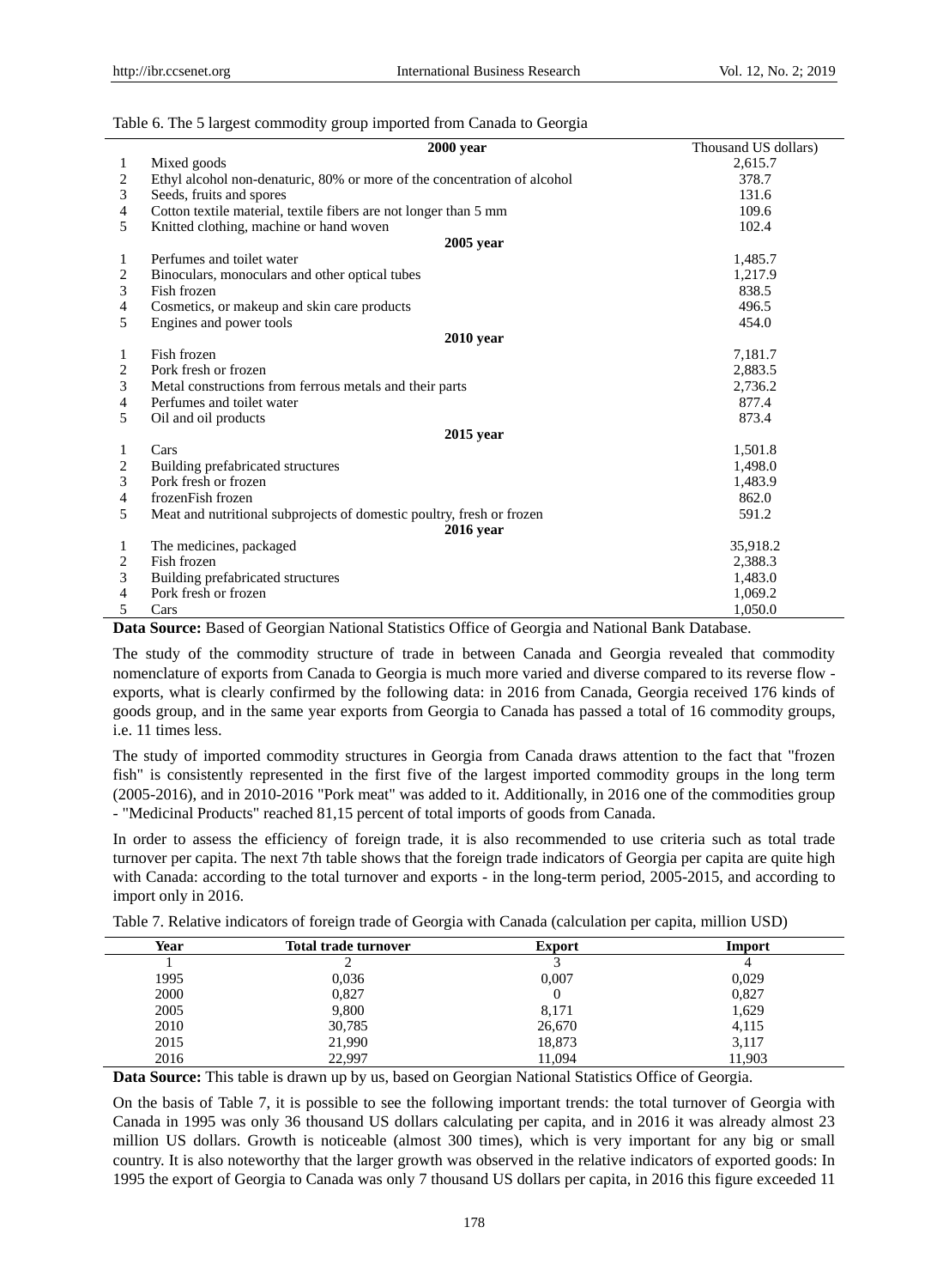Table 6. The 5 largest commodity group imported from Canada to Georgia

| | 2000 year | Thousand US dollars) |
|---|---|---|
| 1 | Mixed goods | 2,615.7 |
| 2 | Ethyl alcohol non-denaturic, 80% or more of the concentration of alcohol | 378.7 |
| 3 | Seeds, fruits and spores | 131.6 |
| 4 | Cotton textile material, textile fibers are not longer than 5 mm | 109.6 |
| 5 | Knitted clothing, machine or hand woven | 102.4 |
| | **2005 year** | |
| 1 | Perfumes and toilet water | 1,485.7 |
| 2 | Binoculars, monoculars and other optical tubes | 1,217.9 |
| 3 | Fish frozen | 838.5 |
| 4 | Cosmetics, or makeup and skin care products | 496.5 |
| 5 | Engines and power tools | 454.0 |
| | **2010 year** | |
| 1 | Fish frozen | 7,181.7 |
| 2 | Pork fresh or frozen | 2,883.5 |
| 3 | Metal constructions from ferrous metals and their parts | 2,736.2 |
| 4 | Perfumes and toilet water | 877.4 |
| 5 | Oil and oil products | 873.4 |
| | **2015 year** | |
| 1 | Cars | 1,501.8 |
| 2 | Building prefabricated structures | 1,498.0 |
| 3 | Pork fresh or frozen | 1,483.9 |
| 4 | frozenFish frozen | 862.0 |
| 5 | Meat and nutritional subprojects of domestic poultry, fresh or frozen | 591.2 |
| | **2016 year** | |
| 1 | The medicines, packaged | 35,918.2 |
| 2 | Fish frozen | 2,388.3 |
| 3 | Building prefabricated structures | 1,483.0 |
| 4 | Pork fresh or frozen | 1,069.2 |
| 5 | Cars | 1,050.0 |

**Data Source:** Based of Georgian National Statistics Office of Georgia and National Bank Database.

The study of the commodity structure of trade in between Canada and Georgia revealed that commodity nomenclature of exports from Canada to Georgia is much more varied and diverse compared to its reverse flow - exports, what is clearly confirmed by the following data: in 2016 from Canada, Georgia received 176 kinds of goods group, and in the same year exports from Georgia to Canada has passed a total of 16 commodity groups, i.e. 11 times less.

The study of imported commodity structures in Georgia from Canada draws attention to the fact that "frozen fish" is consistently represented in the first five of the largest imported commodity groups in the long term (2005-2016), and in 2010-2016 "Pork meat" was added to it. Additionally, in 2016 one of the commodities group - "Medicinal Products" reached 81,15 percent of total imports of goods from Canada.

In order to assess the efficiency of foreign trade, it is also recommended to use criteria such as total trade turnover per capita. The next 7th table shows that the foreign trade indicators of Georgia per capita are quite high with Canada: according to the total turnover and exports - in the long-term period, 2005-2015, and according to import only in 2016.

Table 7. Relative indicators of foreign trade of Georgia with Canada (calculation per capita, million USD)

| Year | Total trade turnover | Export | Import |
|---|---|---|---|
| 1 | 2 | 3 | 4 |
| 1995 | 0,036 | 0,007 | 0,029 |
| 2000 | 0,827 | 0 | 0,827 |
| 2005 | 9,800 | 8,171 | 1,629 |
| 2010 | 30,785 | 26,670 | 4,115 |
| 2015 | 21,990 | 18,873 | 3,117 |
| 2016 | 22,997 | 11,094 | 11,903 |

**Data Source:** This table is drawn up by us, based on Georgian National Statistics Office of Georgia.

On the basis of Table 7, it is possible to see the following important trends: the total turnover of Georgia with Canada in 1995 was only 36 thousand US dollars calculating per capita, and in 2016 it was already almost 23 million US dollars. Growth is noticeable (almost 300 times), which is very important for any big or small country. It is also noteworthy that the larger growth was observed in the relative indicators of exported goods: In 1995 the export of Georgia to Canada was only 7 thousand US dollars per capita, in 2016 this figure exceeded 11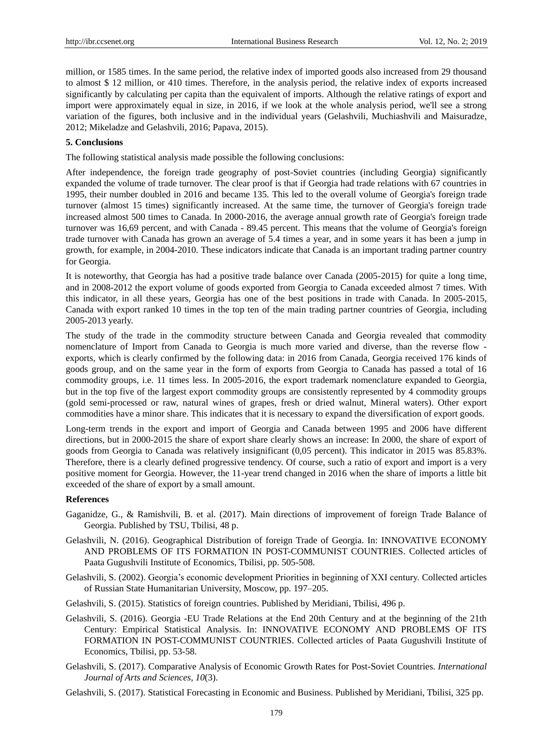million, or 1585 times. In the same period, the relative index of imported goods also increased from 29 thousand to almost $ 12 million, or 410 times. Therefore, in the analysis period, the relative index of exports increased significantly by calculating per capita than the equivalent of imports. Although the relative ratings of export and import were approximately equal in size, in 2016, if we look at the whole analysis period, we'll see a strong variation of the figures, both inclusive and in the individual years (Gelashvili, Muchiashvili and Maisuradze, 2012; Mikeladze and Gelashvili, 2016; Papava, 2015).

## 5. Conclusions

The following statistical analysis made possible the following conclusions:

After independence, the foreign trade geography of post-Soviet countries (including Georgia) significantly expanded the volume of trade turnover. The clear proof is that if Georgia had trade relations with 67 countries in 1995, their number doubled in 2016 and became 135. This led to the overall volume of Georgia's foreign trade turnover (almost 15 times) significantly increased. At the same time, the turnover of Georgia's foreign trade increased almost 500 times to Canada. In 2000-2016, the average annual growth rate of Georgia's foreign trade turnover was 16,69 percent, and with Canada - 89.45 percent. This means that the volume of Georgia's foreign trade turnover with Canada has grown an average of 5.4 times a year, and in some years it has been a jump in growth, for example, in 2004-2010. These indicators indicate that Canada is an important trading partner country for Georgia.

It is noteworthy, that Georgia has had a positive trade balance over Canada (2005-2015) for quite a long time, and in 2008-2012 the export volume of goods exported from Georgia to Canada exceeded almost 7 times. With this indicator, in all these years, Georgia has one of the best positions in trade with Canada. In 2005-2015, Canada with export ranked 10 times in the top ten of the main trading partner countries of Georgia, including 2005-2013 yearly.

The study of the trade in the commodity structure between Canada and Georgia revealed that commodity nomenclature of Import from Canada to Georgia is much more varied and diverse, than the reverse flow - exports, which is clearly confirmed by the following data: in 2016 from Canada, Georgia received 176 kinds of goods group, and on the same year in the form of exports from Georgia to Canada has passed a total of 16 commodity groups, i.e. 11 times less. In 2005-2016, the export trademark nomenclature expanded to Georgia, but in the top five of the largest export commodity groups are consistently represented by 4 commodity groups (gold semi-processed or raw, natural wines of grapes, fresh or dried walnut, Mineral waters). Other export commodities have a minor share. This indicates that it is necessary to expand the diversification of export goods.

Long-term trends in the export and import of Georgia and Canada between 1995 and 2006 have different directions, but in 2000-2015 the share of export share clearly shows an increase: In 2000, the share of export of goods from Georgia to Canada was relatively insignificant (0,05 percent). This indicator in 2015 was 85.83%. Therefore, there is a clearly defined progressive tendency. Of course, such a ratio of export and import is a very positive moment for Georgia. However, the 11-year trend changed in 2016 when the share of imports a little bit exceeded of the share of export by a small amount.

## References

Gaganidze, G., & Ramishvili, B. et al. (2017). Main directions of improvement of foreign Trade Balance of Georgia. Published by TSU, Tbilisi, 48 p.

Gelashvili, N. (2016). Geographical Distribution of foreign Trade of Georgia. In: INNOVATIVE ECONOMY AND PROBLEMS OF ITS FORMATION IN POST-COMMUNIST COUNTRIES. Collected articles of Paata Gugushvili Institute of Economics, Tbilisi, pp. 505-508.

Gelashvili, S. (2002). Georgia's economic development Priorities in beginning of XXI century. Collected articles of Russian State Humanitarian University, Moscow, pp. 197–205.

Gelashvili, S. (2015). Statistics of foreign countries. Published by Meridiani, Tbilisi, 496 p.

Gelashvili, S. (2016). Georgia -EU Trade Relations at the End 20th Century and at the beginning of the 21th Century: Empirical Statistical Analysis. In: INNOVATIVE ECONOMY AND PROBLEMS OF ITS FORMATION IN POST-COMMUNIST COUNTRIES. Collected articles of Paata Gugushvili Institute of Economics, Tbilisi, pp. 53-58.

Gelashvili, S. (2017). Comparative Analysis of Economic Growth Rates for Post-Soviet Countries. *International Journal of Arts and Sciences, 10*(3).

Gelashvili, S. (2017). Statistical Forecasting in Economic and Business. Published by Meridiani, Tbilisi, 325 pp.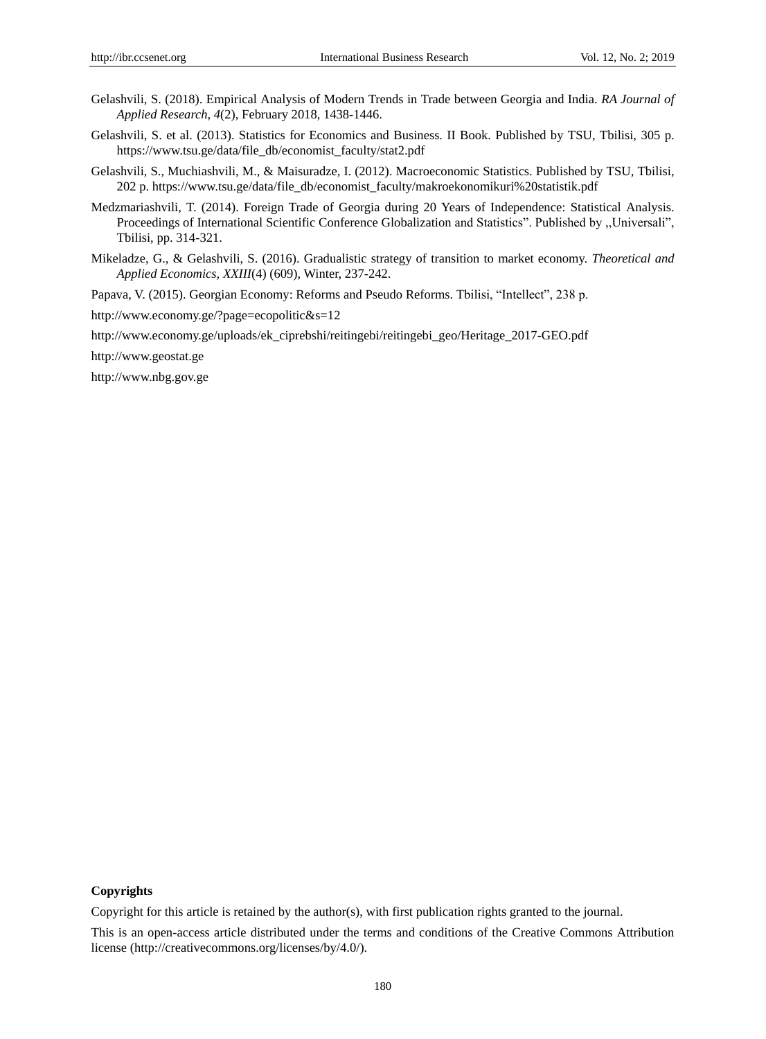Gelashvili, S. (2018). Empirical Analysis of Modern Trends in Trade between Georgia and India. *RA Journal of Applied Research, 4*(2), February 2018, 1438-1446.

Gelashvili, S. et al. (2013). Statistics for Economics and Business. II Book. Published by TSU, Tbilisi, 305 p. https://www.tsu.ge/data/file_db/economist_faculty/stat2.pdf

Gelashvili, S., Muchiashvili, M., & Maisuradze, I. (2012). Macroeconomic Statistics. Published by TSU, Tbilisi, 202 p. https://www.tsu.ge/data/file_db/economist_faculty/makroekonomikuri%20statistik.pdf

Medzmariashvili, T. (2014). Foreign Trade of Georgia during 20 Years of Independence: Statistical Analysis. Proceedings of International Scientific Conference Globalization and Statistics". Published by ,,Universali", Tbilisi, pp. 314-321.

Mikeladze, G., & Gelashvili, S. (2016). Gradualistic strategy of transition to market economy. *Theoretical and Applied Economics, XXIII*(4) (609), Winter, 237-242.

Papava, V. (2015). Georgian Economy: Reforms and Pseudo Reforms. Tbilisi, "Intellect", 238 p.

http://www.economy.ge/?page=ecopolitic&s=12

http://www.economy.ge/uploads/ek_ciprebshi/reitingebi/reitingebi_geo/Heritage_2017-GEO.pdf

http://www.geostat.ge

http://www.nbg.gov.ge

**Copyrights**

Copyright for this article is retained by the author(s), with first publication rights granted to the journal.

This is an open-access article distributed under the terms and conditions of the Creative Commons Attribution license (http://creativecommons.org/licenses/by/4.0/).